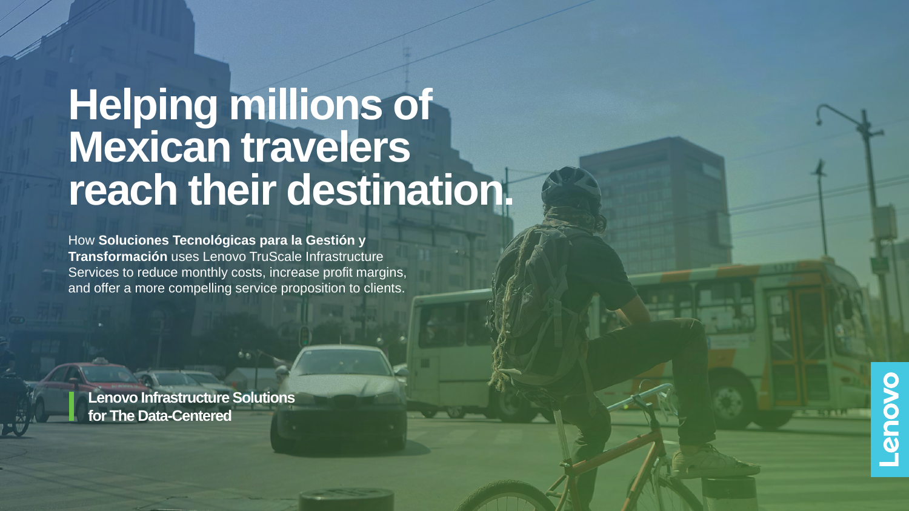# Helping millions of Mexican travelers reach their destination.

How **Soluciones Tecnológicas para la Gestión y Transformación** uses Lenovo TruScale Infrastructure Services to reduce monthly costs, increase profit margins, and offer a more compelling service proposition to clients.

**Lenovo Infrastructure Solutions for The Data-Centered**

Lenovo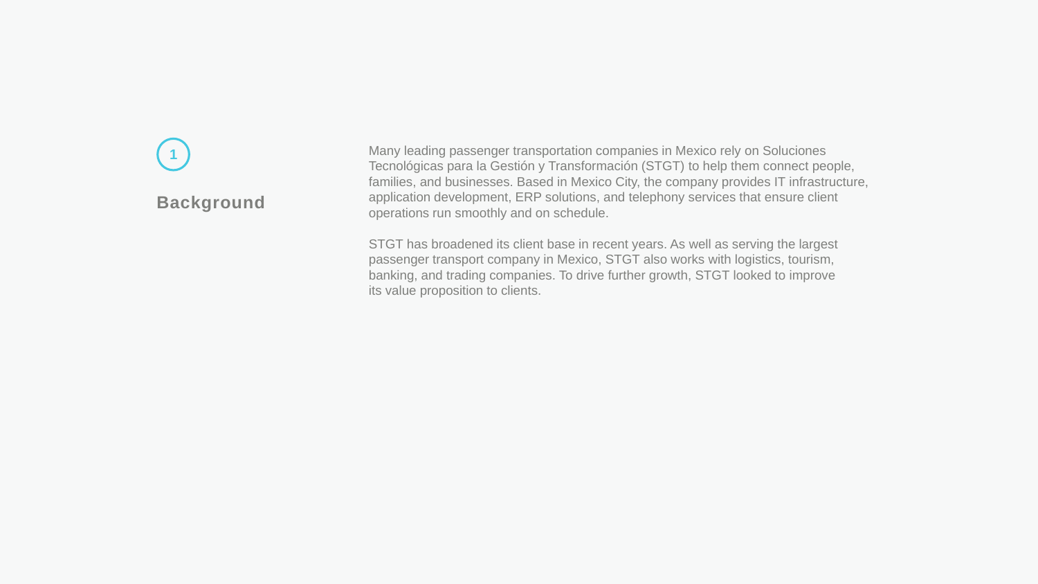1

## Background

Many leading passenger transportation companies in Mexico rely on Soluciones Tecnológicas para la Gestión y Transformación (STGT) to help them connect people, families, and businesses. Based in Mexico City, the company provides IT infrastructure, application development, ERP solutions, and telephony services that ensure client operations run smoothly and on schedule.

STGT has broadened its client base in recent years. As well as serving the largest passenger transport company in Mexico, STGT also works with logistics, tourism, banking, and trading companies. To drive further growth, STGT looked to improve its value proposition to clients.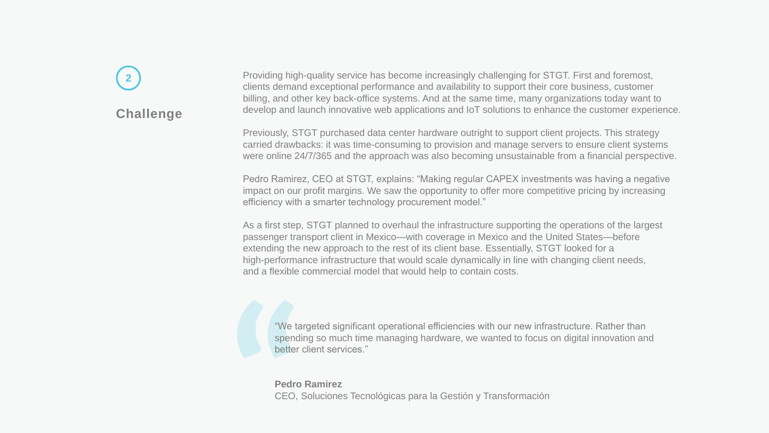2

## Challenge

Providing high-quality service has become increasingly challenging for STGT. First and foremost, clients demand exceptional performance and availability to support their core business, customer billing, and other key back-office systems. And at the same time, many organizations today want to develop and launch innovative web applications and IoT solutions to enhance the customer experience.

Previously, STGT purchased data center hardware outright to support client projects. This strategy carried drawbacks: it was time-consuming to provision and manage servers to ensure client systems were online 24/7/365 and the approach was also becoming unsustainable from a financial perspective.

Pedro Ramirez, CEO at STGT, explains: “Making regular CAPEX investments was having a negative impact on our profit margins. We saw the opportunity to offer more competitive pricing by increasing efficiency with a smarter technology procurement model.”

As a first step, STGT planned to overhaul the infrastructure supporting the operations of the largest passenger transport client in Mexico—with coverage in Mexico and the United States—before extending the new approach to the rest of its client base. Essentially, STGT looked for a high-performance infrastructure that would scale dynamically in line with changing client needs, and a flexible commercial model that would help to contain costs.

> “We targeted significant operational efficiencies with our new infrastructure. Rather than spending so much time managing hardware, we wanted to focus on digital innovation and better client services.”
>
> **Pedro Ramirez**
> CEO, Soluciones Tecnológicas para la Gestión y Transformación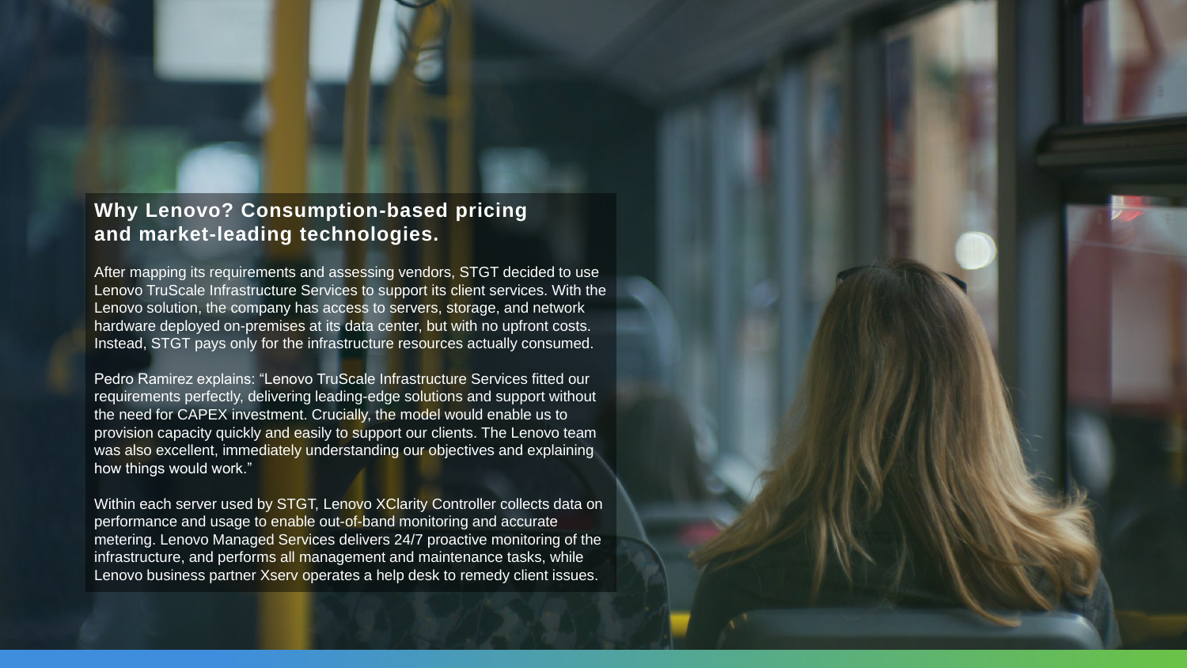## Why Lenovo? Consumption-based pricing and market-leading technologies.

After mapping its requirements and assessing vendors, STGT decided to use Lenovo TruScale Infrastructure Services to support its client services. With the Lenovo solution, the company has access to servers, storage, and network hardware deployed on-premises at its data center, but with no upfront costs. Instead, STGT pays only for the infrastructure resources actually consumed.

Pedro Ramirez explains: “Lenovo TruScale Infrastructure Services fitted our requirements perfectly, delivering leading-edge solutions and support without the need for CAPEX investment. Crucially, the model would enable us to provision capacity quickly and easily to support our clients. The Lenovo team was also excellent, immediately understanding our objectives and explaining how things would work.”

Within each server used by STGT, Lenovo XClarity Controller collects data on performance and usage to enable out-of-band monitoring and accurate metering. Lenovo Managed Services delivers 24/7 proactive monitoring of the infrastructure, and performs all management and maintenance tasks, while Lenovo business partner Xserv operates a help desk to remedy client issues.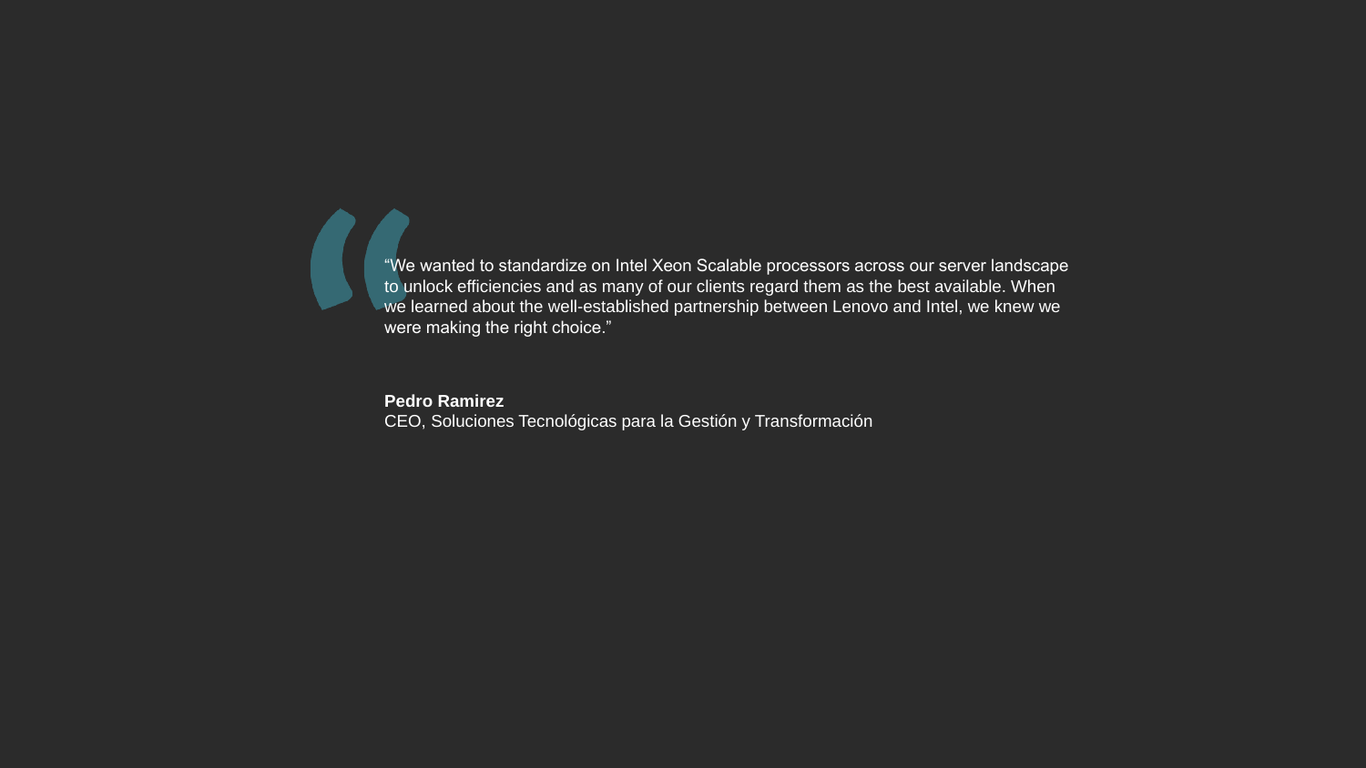> "We wanted to standardize on Intel Xeon Scalable processors across our server landscape to unlock efficiencies and as many of our clients regard them as the best available. When we learned about the well-established partnership between Lenovo and Intel, we knew we were making the right choice."

**Pedro Ramirez**
CEO, Soluciones Tecnológicas para la Gestión y Transformación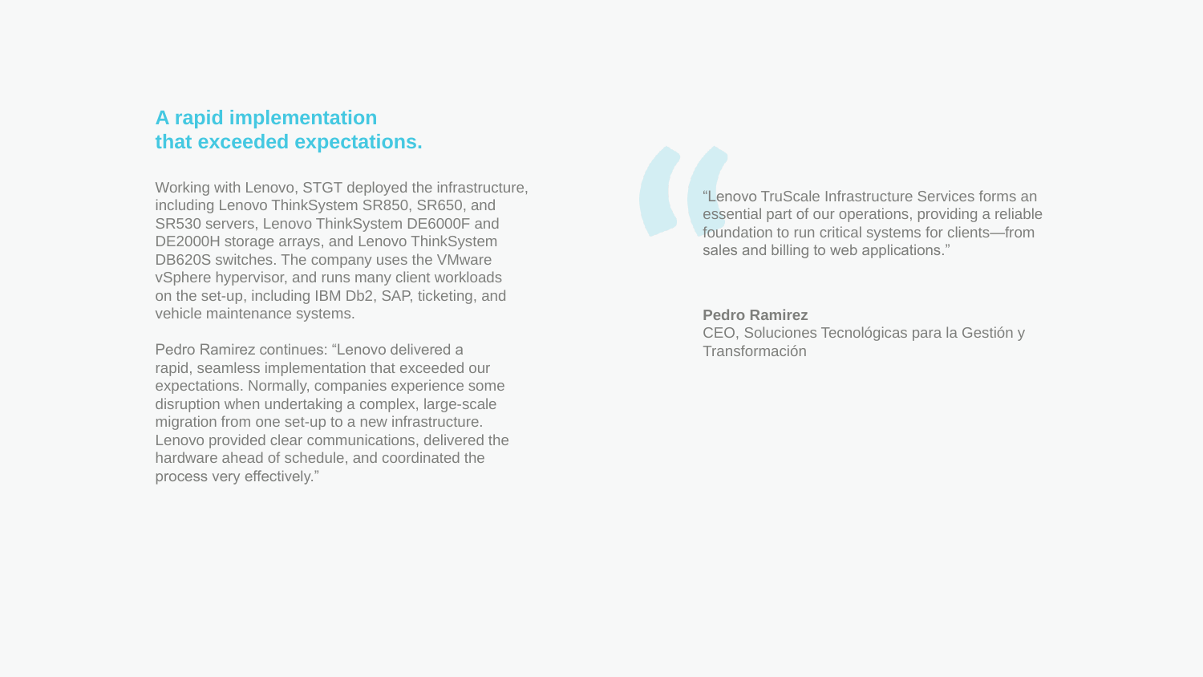## A rapid implementation that exceeded expectations.

Working with Lenovo, STGT deployed the infrastructure, including Lenovo ThinkSystem SR850, SR650, and SR530 servers, Lenovo ThinkSystem DE6000F and DE2000H storage arrays, and Lenovo ThinkSystem DB620S switches. The company uses the VMware vSphere hypervisor, and runs many client workloads on the set-up, including IBM Db2, SAP, ticketing, and vehicle maintenance systems.

Pedro Ramirez continues: “Lenovo delivered a rapid, seamless implementation that exceeded our expectations. Normally, companies experience some disruption when undertaking a complex, large-scale migration from one set-up to a new infrastructure. Lenovo provided clear communications, delivered the hardware ahead of schedule, and coordinated the process very effectively.”

> “Lenovo TruScale Infrastructure Services forms an essential part of our operations, providing a reliable foundation to run critical systems for clients—from sales and billing to web applications.”
>
> **Pedro Ramirez**
> CEO, Soluciones Tecnológicas para la Gestión y Transformación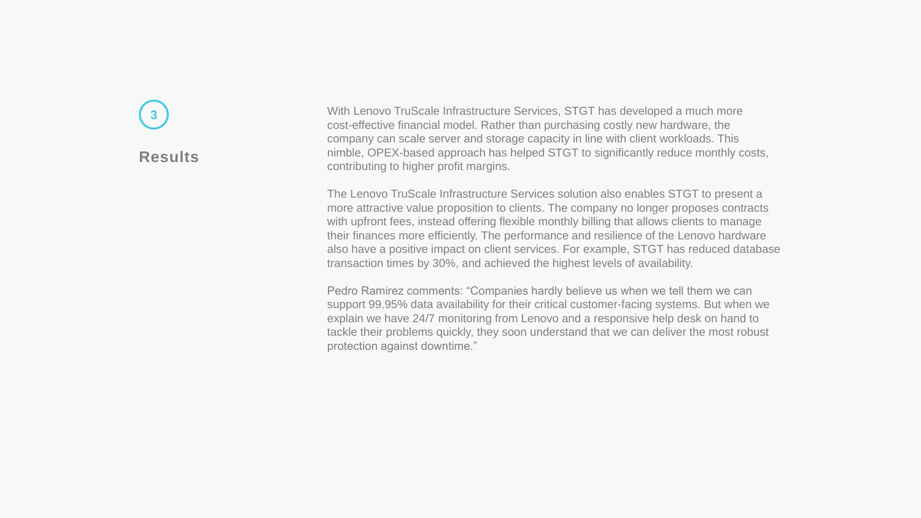## 3 Results

With Lenovo TruScale Infrastructure Services, STGT has developed a much more cost-effective financial model. Rather than purchasing costly new hardware, the company can scale server and storage capacity in line with client workloads. This nimble, OPEX-based approach has helped STGT to significantly reduce monthly costs, contributing to higher profit margins.

The Lenovo TruScale Infrastructure Services solution also enables STGT to present a more attractive value proposition to clients. The company no longer proposes contracts with upfront fees, instead offering flexible monthly billing that allows clients to manage their finances more efficiently. The performance and resilience of the Lenovo hardware also have a positive impact on client services. For example, STGT has reduced database transaction times by 30%, and achieved the highest levels of availability.

Pedro Ramirez comments: “Companies hardly believe us when we tell them we can support 99.95% data availability for their critical customer-facing systems. But when we explain we have 24/7 monitoring from Lenovo and a responsive help desk on hand to tackle their problems quickly, they soon understand that we can deliver the most robust protection against downtime.”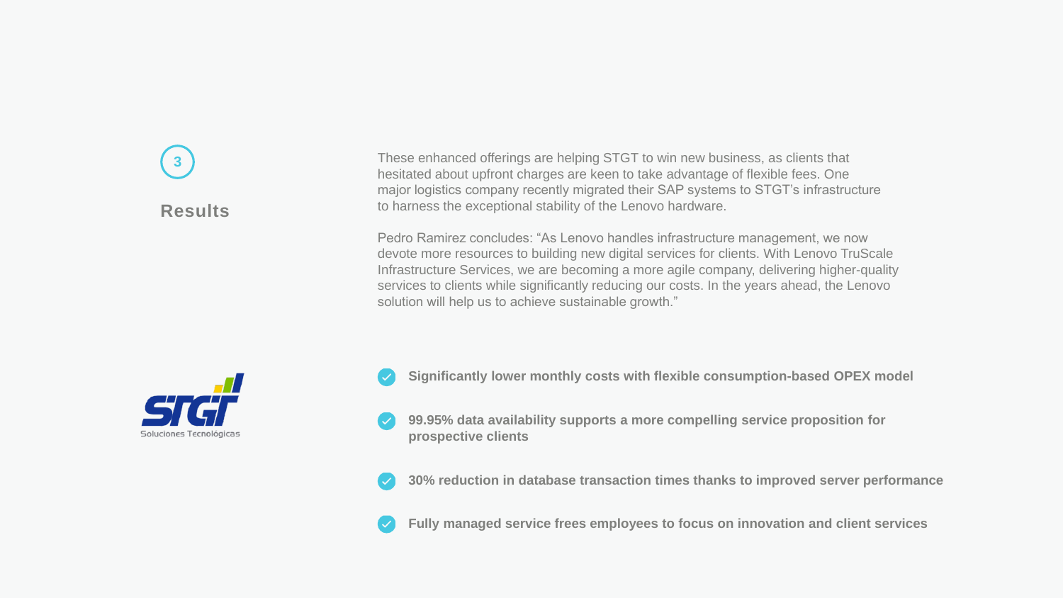3

## Results

These enhanced offerings are helping STGT to win new business, as clients that hesitated about upfront charges are keen to take advantage of flexible fees. One major logistics company recently migrated their SAP systems to STGT's infrastructure to harness the exceptional stability of the Lenovo hardware.

Pedro Ramirez concludes: "As Lenovo handles infrastructure management, we now devote more resources to building new digital services for clients. With Lenovo TruScale Infrastructure Services, we are becoming a more agile company, delivering higher-quality services to clients while significantly reducing our costs. In the years ahead, the Lenovo solution will help us to achieve sustainable growth."

STGT Soluciones Tecnológicas

- **Significantly lower monthly costs with flexible consumption-based OPEX model**
- **99.95% data availability supports a more compelling service proposition for prospective clients**
- **30% reduction in database transaction times thanks to improved server performance**
- **Fully managed service frees employees to focus on innovation and client services**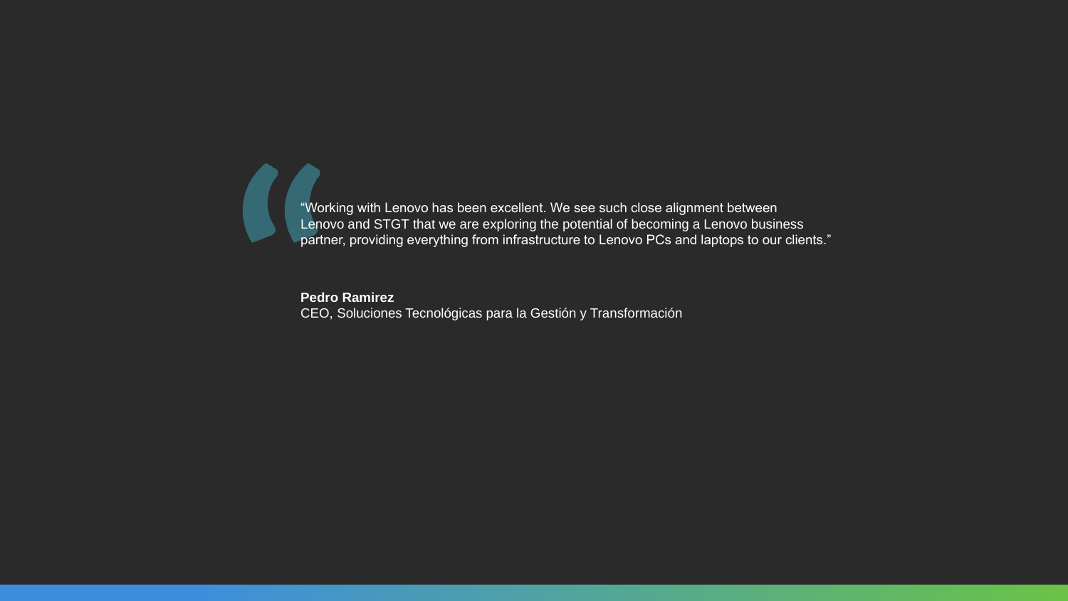> "Working with Lenovo has been excellent. We see such close alignment between Lenovo and STGT that we are exploring the potential of becoming a Lenovo business partner, providing everything from infrastructure to Lenovo PCs and laptops to our clients."

**Pedro Ramirez**
CEO, Soluciones Tecnológicas para la Gestión y Transformación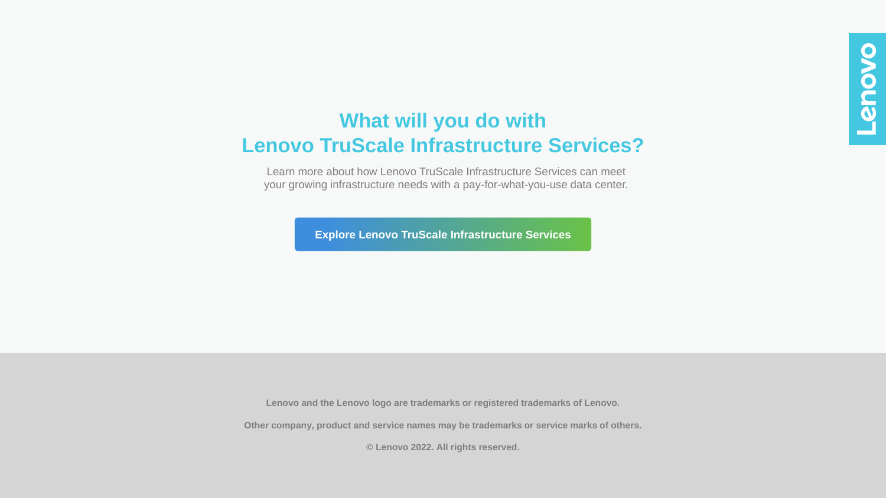# What will you do with Lenovo TruScale Infrastructure Services?

Learn more about how Lenovo TruScale Infrastructure Services can meet your growing infrastructure needs with a pay-for-what-you-use data center.

**Explore Lenovo TruScale Infrastructure Services**

**Lenovo and the Lenovo logo are trademarks or registered trademarks of Lenovo.**

**Other company, product and service names may be trademarks or service marks of others.**

**© Lenovo 2022. All rights reserved.**